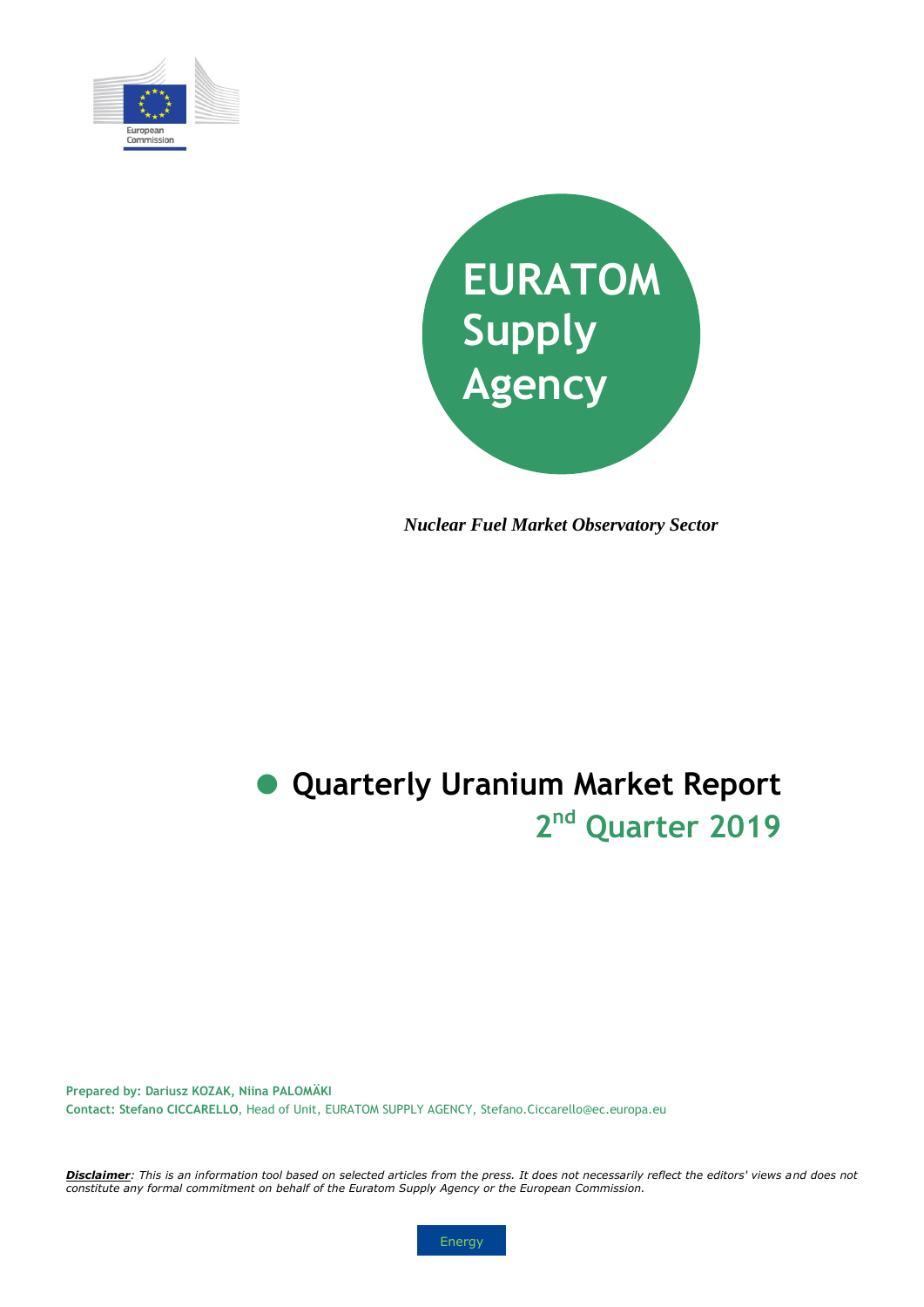European Commission

# EURATOM Supply Agency

*Nuclear Fuel Market Observatory Sector*

# Quarterly Uranium Market Report

## 2nd Quarter 2019

**Prepared by: Dariusz KOZAK, Niina PALOMÄKI**

**Contact: Stefano CICCARELLO**, Head of Unit, EURATOM SUPPLY AGENCY, Stefano.Ciccarello@ec.europa.eu

***Disclaimer****: This is an information tool based on selected articles from the press. It does not necessarily reflect the editors' views and does not constitute any formal commitment on behalf of the Euratom Supply Agency or the European Commission.*

Energy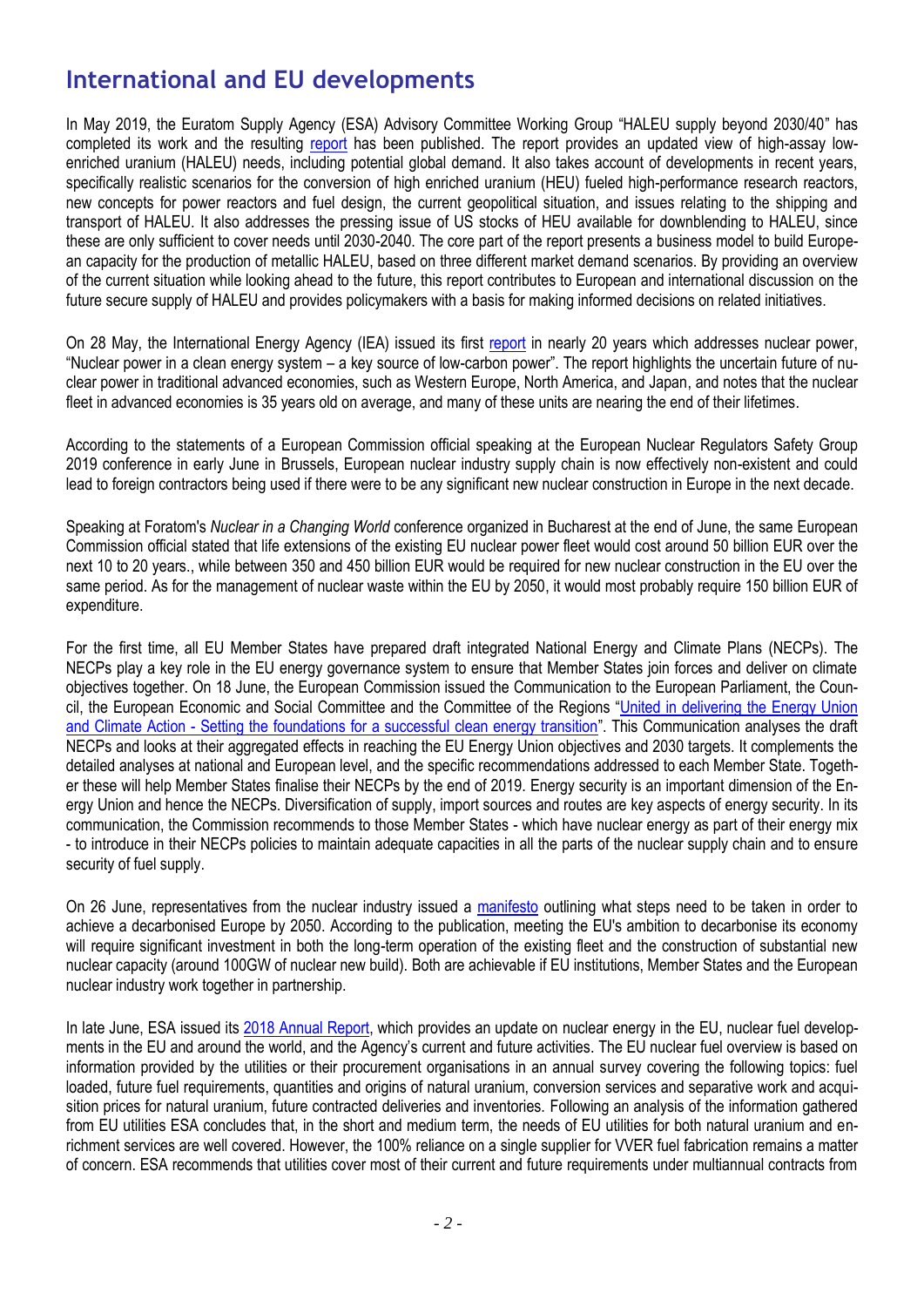# International and EU developments

In May 2019, the Euratom Supply Agency (ESA) Advisory Committee Working Group "HALEU supply beyond 2030/40" has completed its work and the resulting report has been published. The report provides an updated view of high-assay low-enriched uranium (HALEU) needs, including potential global demand. It also takes account of developments in recent years, specifically realistic scenarios for the conversion of high enriched uranium (HEU) fueled high-performance research reactors, new concepts for power reactors and fuel design, the current geopolitical situation, and issues relating to the shipping and transport of HALEU. It also addresses the pressing issue of US stocks of HEU available for downblending to HALEU, since these are only sufficient to cover needs until 2030-2040. The core part of the report presents a business model to build European capacity for the production of metallic HALEU, based on three different market demand scenarios. By providing an overview of the current situation while looking ahead to the future, this report contributes to European and international discussion on the future secure supply of HALEU and provides policymakers with a basis for making informed decisions on related initiatives.

On 28 May, the International Energy Agency (IEA) issued its first report in nearly 20 years which addresses nuclear power, "Nuclear power in a clean energy system – a key source of low-carbon power". The report highlights the uncertain future of nuclear power in traditional advanced economies, such as Western Europe, North America, and Japan, and notes that the nuclear fleet in advanced economies is 35 years old on average, and many of these units are nearing the end of their lifetimes.

According to the statements of a European Commission official speaking at the European Nuclear Regulators Safety Group 2019 conference in early June in Brussels, European nuclear industry supply chain is now effectively non-existent and could lead to foreign contractors being used if there were to be any significant new nuclear construction in Europe in the next decade.

Speaking at Foratom's *Nuclear in a Changing World* conference organized in Bucharest at the end of June, the same European Commission official stated that life extensions of the existing EU nuclear power fleet would cost around 50 billion EUR over the next 10 to 20 years., while between 350 and 450 billion EUR would be required for new nuclear construction in the EU over the same period. As for the management of nuclear waste within the EU by 2050, it would most probably require 150 billion EUR of expenditure.

For the first time, all EU Member States have prepared draft integrated National Energy and Climate Plans (NECPs). The NECPs play a key role in the EU energy governance system to ensure that Member States join forces and deliver on climate objectives together. On 18 June, the European Commission issued the Communication to the European Parliament, the Council, the European Economic and Social Committee and the Committee of the Regions "United in delivering the Energy Union and Climate Action - Setting the foundations for a successful clean energy transition". This Communication analyses the draft NECPs and looks at their aggregated effects in reaching the EU Energy Union objectives and 2030 targets. It complements the detailed analyses at national and European level, and the specific recommendations addressed to each Member State. Together these will help Member States finalise their NECPs by the end of 2019. Energy security is an important dimension of the Energy Union and hence the NECPs. Diversification of supply, import sources and routes are key aspects of energy security. In its communication, the Commission recommends to those Member States - which have nuclear energy as part of their energy mix - to introduce in their NECPs policies to maintain adequate capacities in all the parts of the nuclear supply chain and to ensure security of fuel supply.

On 26 June, representatives from the nuclear industry issued a manifesto outlining what steps need to be taken in order to achieve a decarbonised Europe by 2050. According to the publication, meeting the EU's ambition to decarbonise its economy will require significant investment in both the long-term operation of the existing fleet and the construction of substantial new nuclear capacity (around 100GW of nuclear new build). Both are achievable if EU institutions, Member States and the European nuclear industry work together in partnership.

In late June, ESA issued its 2018 Annual Report, which provides an update on nuclear energy in the EU, nuclear fuel developments in the EU and around the world, and the Agency's current and future activities. The EU nuclear fuel overview is based on information provided by the utilities or their procurement organisations in an annual survey covering the following topics: fuel loaded, future fuel requirements, quantities and origins of natural uranium, conversion services and separative work and acquisition prices for natural uranium, future contracted deliveries and inventories. Following an analysis of the information gathered from EU utilities ESA concludes that, in the short and medium term, the needs of EU utilities for both natural uranium and enrichment services are well covered. However, the 100% reliance on a single supplier for VVER fuel fabrication remains a matter of concern. ESA recommends that utilities cover most of their current and future requirements under multiannual contracts from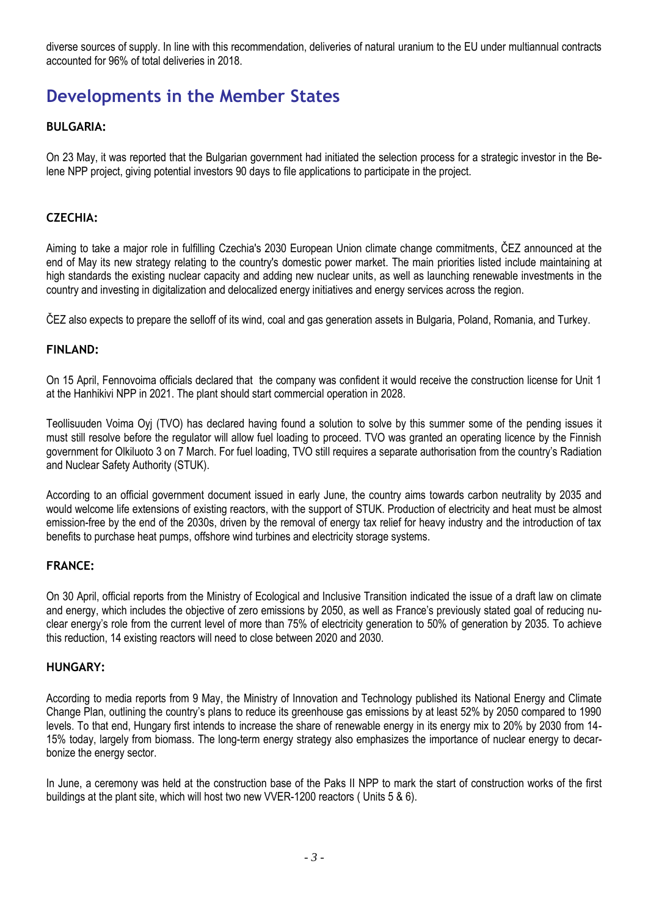diverse sources of supply. In line with this recommendation, deliveries of natural uranium to the EU under multiannual contracts accounted for 96% of total deliveries in 2018.

## Developments in the Member States

### BULGARIA:

On 23 May, it was reported that the Bulgarian government had initiated the selection process for a strategic investor in the Belene NPP project, giving potential investors 90 days to file applications to participate in the project.

### CZECHIA:

Aiming to take a major role in fulfilling Czechia's 2030 European Union climate change commitments, ČEZ announced at the end of May its new strategy relating to the country's domestic power market. The main priorities listed include maintaining at high standards the existing nuclear capacity and adding new nuclear units, as well as launching renewable investments in the country and investing in digitalization and delocalized energy initiatives and energy services across the region.

ČEZ also expects to prepare the selloff of its wind, coal and gas generation assets in Bulgaria, Poland, Romania, and Turkey.

### FINLAND:

On 15 April, Fennovoima officials declared that the company was confident it would receive the construction license for Unit 1 at the Hanhikivi NPP in 2021. The plant should start commercial operation in 2028.

Teollisuuden Voima Oyj (TVO) has declared having found a solution to solve by this summer some of the pending issues it must still resolve before the regulator will allow fuel loading to proceed. TVO was granted an operating licence by the Finnish government for Olkiluoto 3 on 7 March. For fuel loading, TVO still requires a separate authorisation from the country's Radiation and Nuclear Safety Authority (STUK).

According to an official government document issued in early June, the country aims towards carbon neutrality by 2035 and would welcome life extensions of existing reactors, with the support of STUK. Production of electricity and heat must be almost emission-free by the end of the 2030s, driven by the removal of energy tax relief for heavy industry and the introduction of tax benefits to purchase heat pumps, offshore wind turbines and electricity storage systems.

### FRANCE:

On 30 April, official reports from the Ministry of Ecological and Inclusive Transition indicated the issue of a draft law on climate and energy, which includes the objective of zero emissions by 2050, as well as France's previously stated goal of reducing nuclear energy's role from the current level of more than 75% of electricity generation to 50% of generation by 2035. To achieve this reduction, 14 existing reactors will need to close between 2020 and 2030.

### HUNGARY:

According to media reports from 9 May, the Ministry of Innovation and Technology published its National Energy and Climate Change Plan, outlining the country's plans to reduce its greenhouse gas emissions by at least 52% by 2050 compared to 1990 levels. To that end, Hungary first intends to increase the share of renewable energy in its energy mix to 20% by 2030 from 14-15% today, largely from biomass. The long-term energy strategy also emphasizes the importance of nuclear energy to decarbonize the energy sector.

In June, a ceremony was held at the construction base of the Paks II NPP to mark the start of construction works of the first buildings at the plant site, which will host two new VVER-1200 reactors ( Units 5 & 6).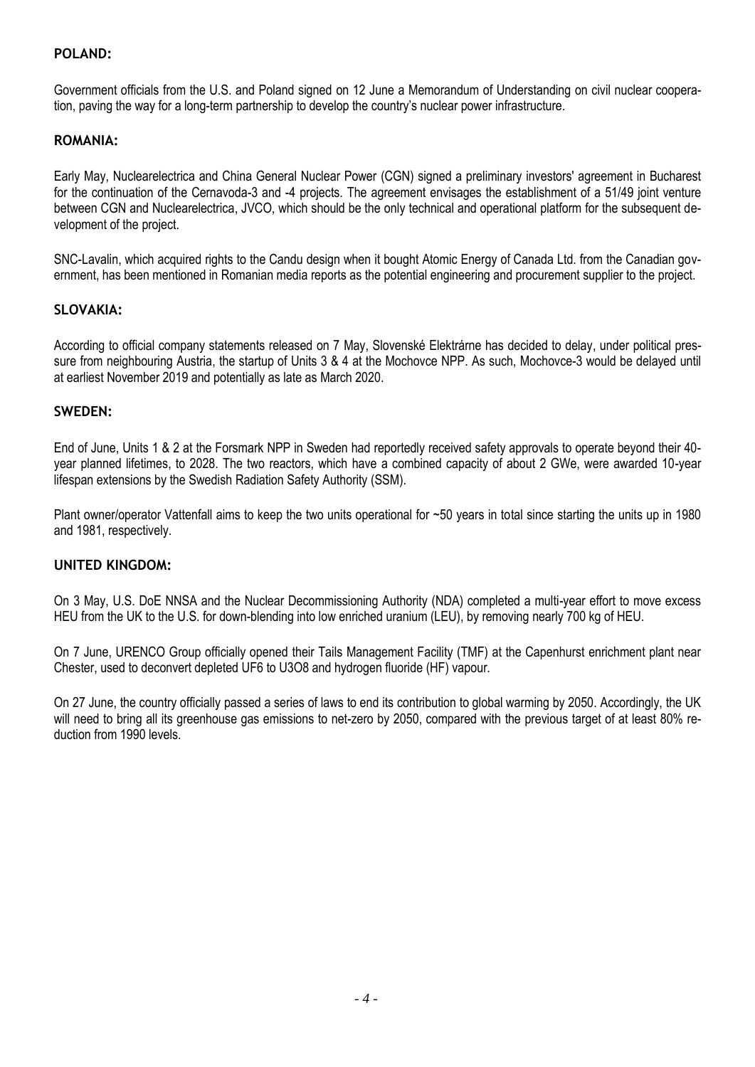## POLAND:

Government officials from the U.S. and Poland signed on 12 June a Memorandum of Understanding on civil nuclear cooperation, paving the way for a long-term partnership to develop the country's nuclear power infrastructure.

## ROMANIA:

Early May, Nuclearelectrica and China General Nuclear Power (CGN) signed a preliminary investors' agreement in Bucharest for the continuation of the Cernavoda-3 and -4 projects. The agreement envisages the establishment of a 51/49 joint venture between CGN and Nuclearelectrica, JVCO, which should be the only technical and operational platform for the subsequent development of the project.

SNC-Lavalin, which acquired rights to the Candu design when it bought Atomic Energy of Canada Ltd. from the Canadian government, has been mentioned in Romanian media reports as the potential engineering and procurement supplier to the project.

## SLOVAKIA:

According to official company statements released on 7 May, Slovenské Elektrárne has decided to delay, under political pressure from neighbouring Austria, the startup of Units 3 & 4 at the Mochovce NPP. As such, Mochovce-3 would be delayed until at earliest November 2019 and potentially as late as March 2020.

## SWEDEN:

End of June, Units 1 & 2 at the Forsmark NPP in Sweden had reportedly received safety approvals to operate beyond their 40-year planned lifetimes, to 2028. The two reactors, which have a combined capacity of about 2 GWe, were awarded 10-year lifespan extensions by the Swedish Radiation Safety Authority (SSM).

Plant owner/operator Vattenfall aims to keep the two units operational for ~50 years in total since starting the units up in 1980 and 1981, respectively.

## UNITED KINGDOM:

On 3 May, U.S. DoE NNSA and the Nuclear Decommissioning Authority (NDA) completed a multi-year effort to move excess HEU from the UK to the U.S. for down-blending into low enriched uranium (LEU), by removing nearly 700 kg of HEU.

On 7 June, URENCO Group officially opened their Tails Management Facility (TMF) at the Capenhurst enrichment plant near Chester, used to deconvert depleted $UF_6$ to $U_3O_8$ and hydrogen fluoride (HF) vapour.

On 27 June, the country officially passed a series of laws to end its contribution to global warming by 2050. Accordingly, the UK will need to bring all its greenhouse gas emissions to net-zero by 2050, compared with the previous target of at least 80% reduction from 1990 levels.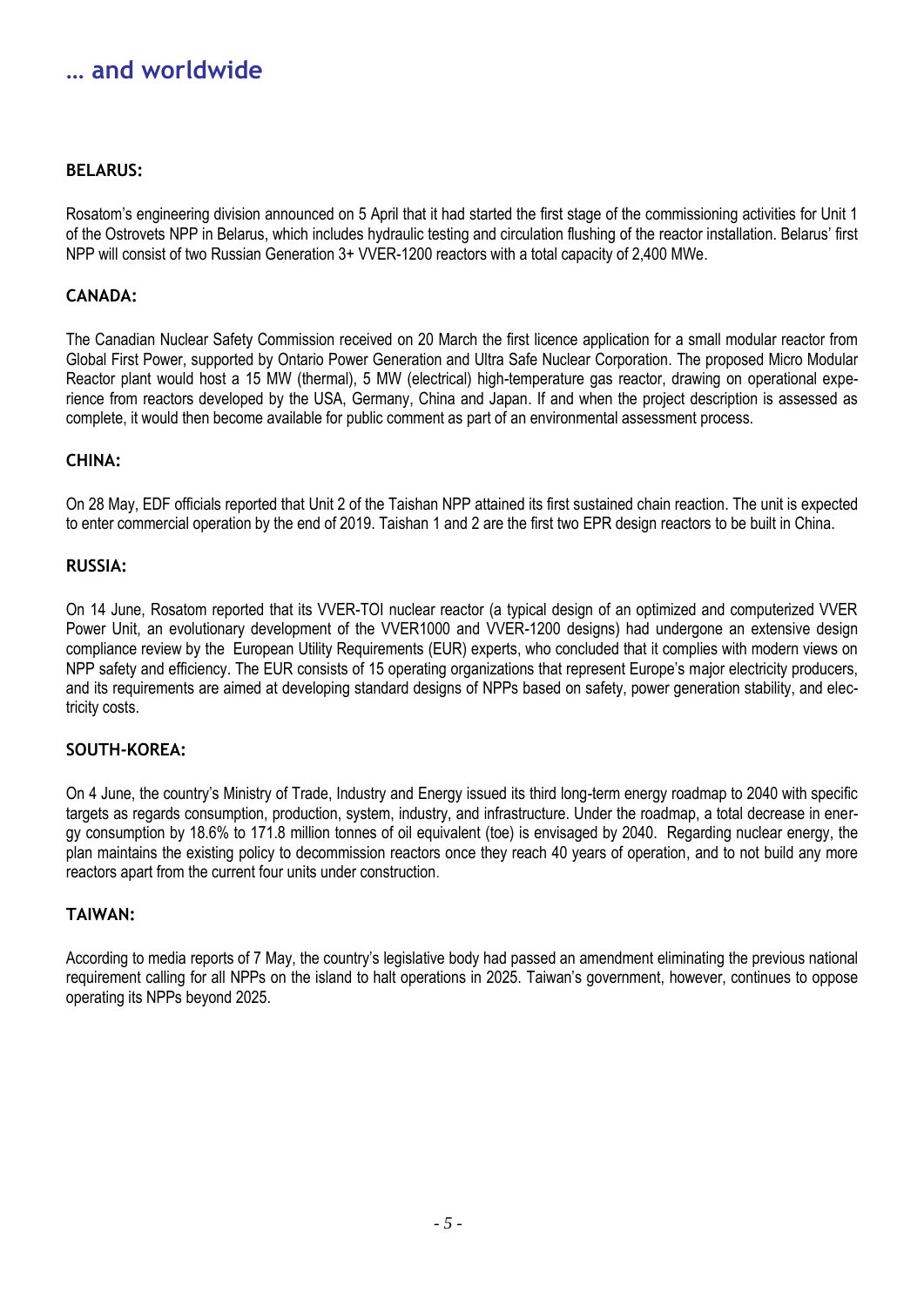# … and worldwide

### BELARUS:

Rosatom's engineering division announced on 5 April that it had started the first stage of the commissioning activities for Unit 1 of the Ostrovets NPP in Belarus, which includes hydraulic testing and circulation flushing of the reactor installation. Belarus' first NPP will consist of two Russian Generation 3+ VVER-1200 reactors with a total capacity of 2,400 MWe.

### CANADA:

The Canadian Nuclear Safety Commission received on 20 March the first licence application for a small modular reactor from Global First Power, supported by Ontario Power Generation and Ultra Safe Nuclear Corporation. The proposed Micro Modular Reactor plant would host a 15 MW (thermal), 5 MW (electrical) high-temperature gas reactor, drawing on operational experience from reactors developed by the USA, Germany, China and Japan. If and when the project description is assessed as complete, it would then become available for public comment as part of an environmental assessment process.

### CHINA:

On 28 May, EDF officials reported that Unit 2 of the Taishan NPP attained its first sustained chain reaction. The unit is expected to enter commercial operation by the end of 2019. Taishan 1 and 2 are the first two EPR design reactors to be built in China.

### RUSSIA:

On 14 June, Rosatom reported that its VVER-TOI nuclear reactor (a typical design of an optimized and computerized VVER Power Unit, an evolutionary development of the VVER1000 and VVER-1200 designs) had undergone an extensive design compliance review by the European Utility Requirements (EUR) experts, who concluded that it complies with modern views on NPP safety and efficiency. The EUR consists of 15 operating organizations that represent Europe's major electricity producers, and its requirements are aimed at developing standard designs of NPPs based on safety, power generation stability, and electricity costs.

### SOUTH-KOREA:

On 4 June, the country's Ministry of Trade, Industry and Energy issued its third long-term energy roadmap to 2040 with specific targets as regards consumption, production, system, industry, and infrastructure. Under the roadmap, a total decrease in energy consumption by 18.6% to 171.8 million tonnes of oil equivalent (toe) is envisaged by 2040. Regarding nuclear energy, the plan maintains the existing policy to decommission reactors once they reach 40 years of operation, and to not build any more reactors apart from the current four units under construction.

### TAIWAN:

According to media reports of 7 May, the country's legislative body had passed an amendment eliminating the previous national requirement calling for all NPPs on the island to halt operations in 2025. Taiwan's government, however, continues to oppose operating its NPPs beyond 2025.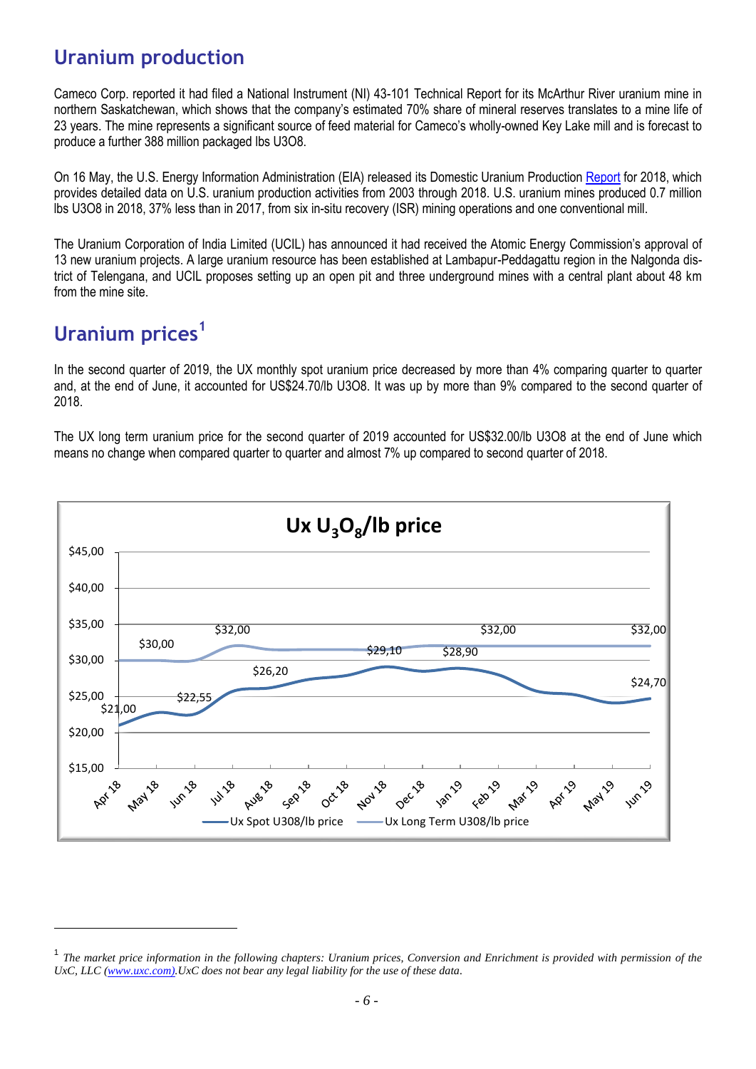## Uranium production

Cameco Corp. reported it had filed a National Instrument (NI) 43-101 Technical Report for its McArthur River uranium mine in northern Saskatchewan, which shows that the company's estimated 70% share of mineral reserves translates to a mine life of 23 years. The mine represents a significant source of feed material for Cameco's wholly-owned Key Lake mill and is forecast to produce a further 388 million packaged lbs U3O8.

On 16 May, the U.S. Energy Information Administration (EIA) released its Domestic Uranium Production Report for 2018, which provides detailed data on U.S. uranium production activities from 2003 through 2018. U.S. uranium mines produced 0.7 million lbs U3O8 in 2018, 37% less than in 2017, from six in-situ recovery (ISR) mining operations and one conventional mill.

The Uranium Corporation of India Limited (UCIL) has announced it had received the Atomic Energy Commission's approval of 13 new uranium projects. A large uranium resource has been established at Lambapur-Peddagattu region in the Nalgonda district of Telengana, and UCIL proposes setting up an open pit and three underground mines with a central plant about 48 km from the mine site.

## Uranium prices[1]

In the second quarter of 2019, the UX monthly spot uranium price decreased by more than 4% comparing quarter to quarter and, at the end of June, it accounted for US$24.70/lb U3O8. It was up by more than 9% compared to the second quarter of 2018.

The UX long term uranium price for the second quarter of 2019 accounted for US$32.00/lb U3O8 at the end of June which means no change when compared quarter to quarter and almost 7% up compared to second quarter of 2018.

**Ux $U_3O_8$/lb price**

| | Ux Spot U308/lb price | Ux Long Term U308/lb price |
|---|---|---|
| Apr 18 | $21,00 | |
| May 18 | | $30,00 |
| Jun 18 | $22,55 | |
| Jul 18 | | $32,00 |
| Aug 18 | $26,20 | |
| Sep 18 | | |
| Oct 18 | | |
| Nov 18 | $29,10 | |
| Dec 18 | | |
| Jan 19 | $28,90 | |
| Feb 19 | | $32,00 |
| Mar 19 | | |
| Apr 19 | | |
| May 19 | | |
| Jun 19 | $24,70 | $32,00 |

[1] *The market price information in the following chapters: Uranium prices, Conversion and Enrichment is provided with permission of the UxC, LLC (www.uxc.com).UxC does not bear any legal liability for the use of these data.*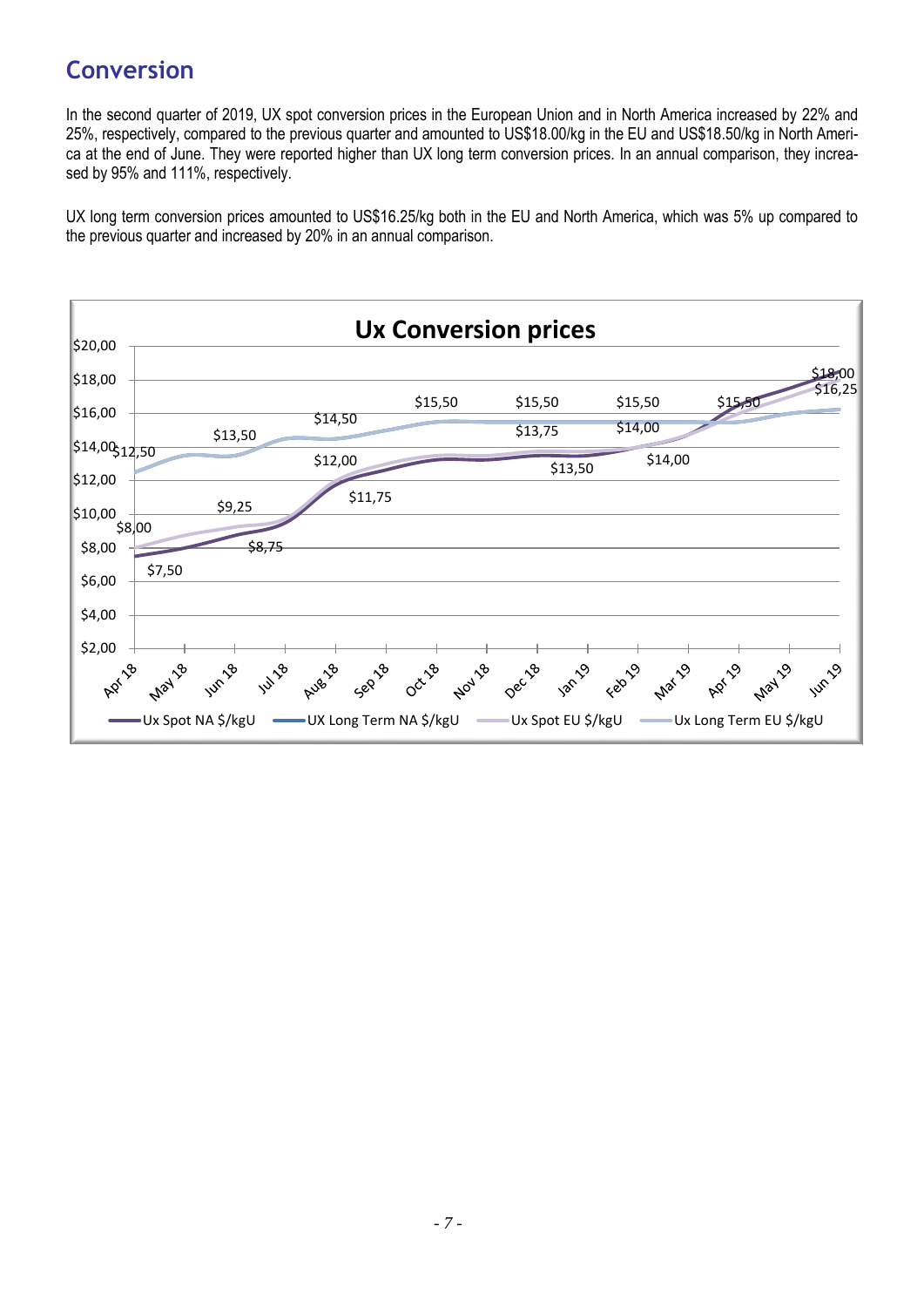## Conversion

In the second quarter of 2019, UX spot conversion prices in the European Union and in North America increased by 22% and 25%, respectively, compared to the previous quarter and amounted to US$18.00/kg in the EU and US$18.50/kg in North America at the end of June. They were reported higher than UX long term conversion prices. In an annual comparison, they increased by 95% and 111%, respectively.

UX long term conversion prices amounted to US$16.25/kg both in the EU and North America, which was 5% up compared to the previous quarter and increased by 20% in an annual comparison.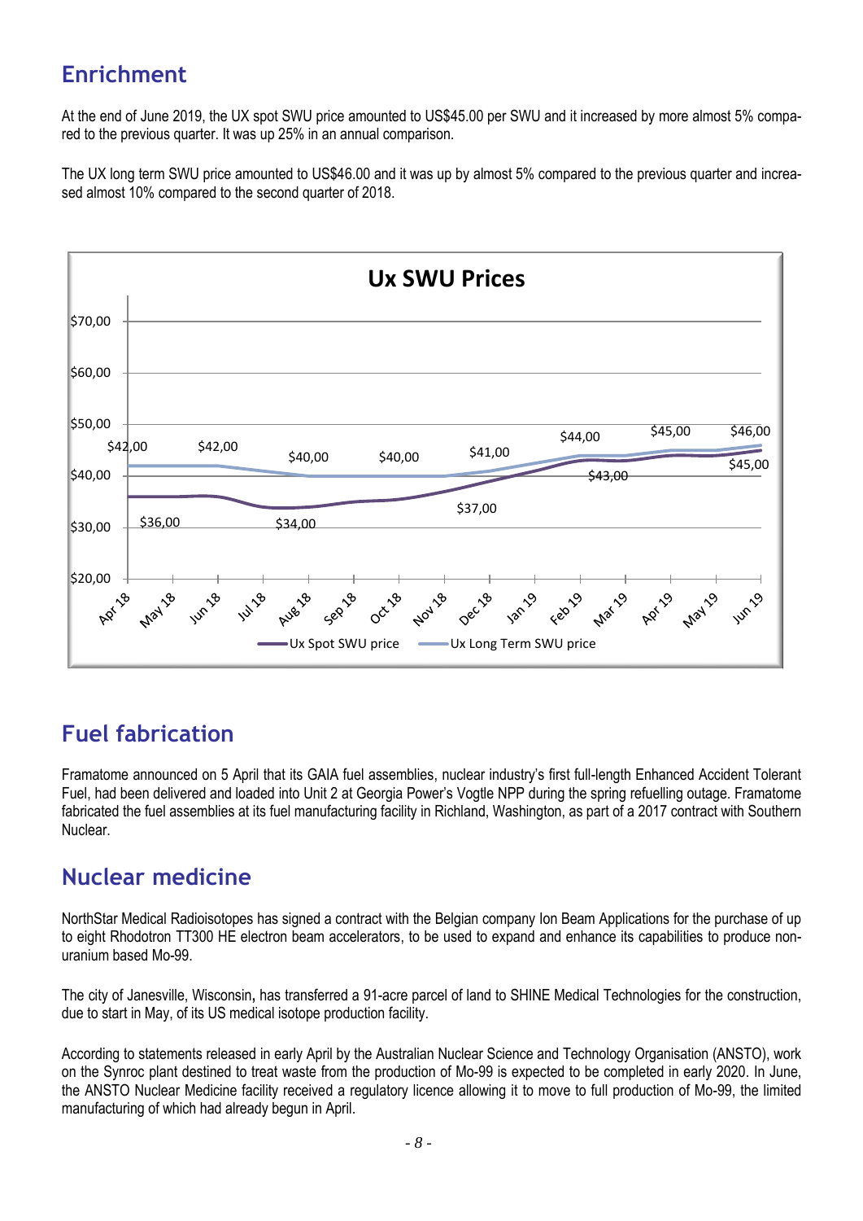## Enrichment

At the end of June 2019, the UX spot SWU price amounted to US$45.00 per SWU and it increased by more almost 5% compared to the previous quarter. It was up 25% in an annual comparison.

The UX long term SWU price amounted to US$46.00 and it was up by almost 5% compared to the previous quarter and increased almost 10% compared to the second quarter of 2018.

## Fuel fabrication

Framatome announced on 5 April that its GAIA fuel assemblies, nuclear industry's first full-length Enhanced Accident Tolerant Fuel, had been delivered and loaded into Unit 2 at Georgia Power's Vogtle NPP during the spring refuelling outage. Framatome fabricated the fuel assemblies at its fuel manufacturing facility in Richland, Washington, as part of a 2017 contract with Southern Nuclear.

## Nuclear medicine

NorthStar Medical Radioisotopes has signed a contract with the Belgian company Ion Beam Applications for the purchase of up to eight Rhodotron TT300 HE electron beam accelerators, to be used to expand and enhance its capabilities to produce non-uranium based Mo-99.

The city of Janesville, Wisconsin, has transferred a 91-acre parcel of land to SHINE Medical Technologies for the construction, due to start in May, of its US medical isotope production facility.

According to statements released in early April by the Australian Nuclear Science and Technology Organisation (ANSTO), work on the Synroc plant destined to treat waste from the production of Mo-99 is expected to be completed in early 2020. In June, the ANSTO Nuclear Medicine facility received a regulatory licence allowing it to move to full production of Mo-99, the limited manufacturing of which had already begun in April.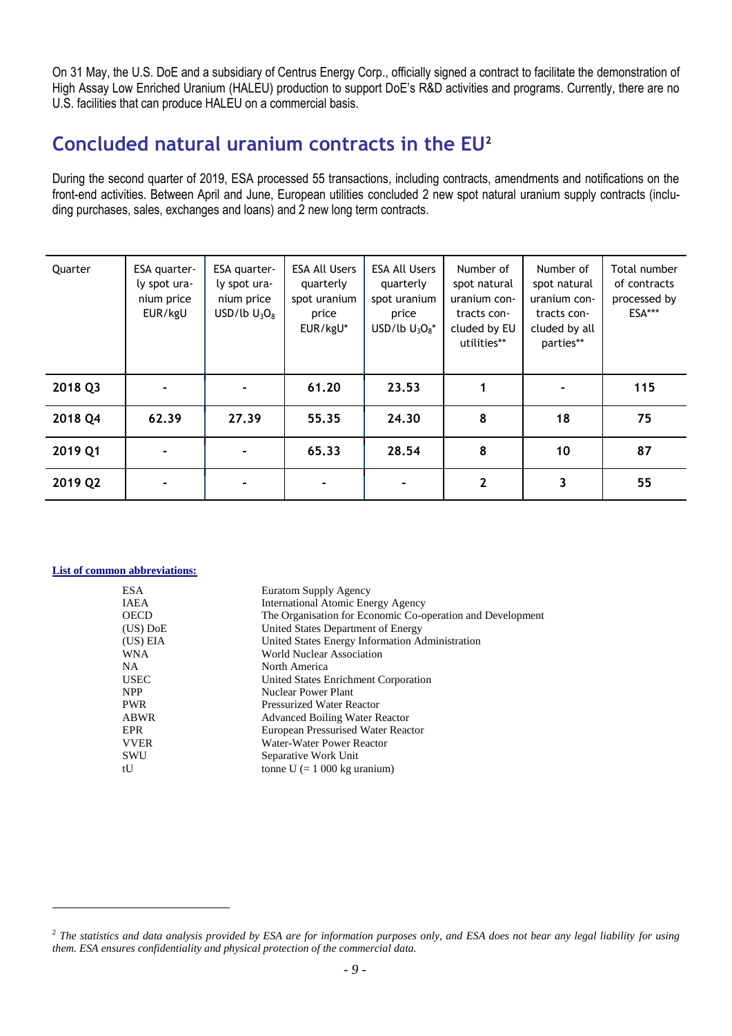On 31 May, the U.S. DoE and a subsidiary of Centrus Energy Corp., officially signed a contract to facilitate the demonstration of High Assay Low Enriched Uranium (HALEU) production to support DoE's R&D activities and programs. Currently, there are no U.S. facilities that can produce HALEU on a commercial basis.

## Concluded natural uranium contracts in the EU[2]

During the second quarter of 2019, ESA processed 55 transactions, including contracts, amendments and notifications on the front-end activities. Between April and June, European utilities concluded 2 new spot natural uranium supply contracts (including purchases, sales, exchanges and loans) and 2 new long term contracts.

| Quarter | ESA quarterly spot uranium price EUR/kgU | ESA quarterly spot uranium price USD/lb $U_3O_8$ | ESA All Users quarterly spot uranium price EUR/kgU* | ESA All Users quarterly spot uranium price USD/lb $U_3O_8$* | Number of spot natural uranium contracts concluded by EU utilities** | Number of spot natural uranium contracts concluded by all parties** | Total number of contracts processed by ESA*** |
|---|---|---|---|---|---|---|---|
| **2018 Q3** | **-** | **-** | **61.20** | **23.53** | **1** | **-** | **115** |
| **2018 Q4** | **62.39** | **27.39** | **55.35** | **24.30** | **8** | **18** | **75** |
| **2019 Q1** | **-** | **-** | **65.33** | **28.54** | **8** | **10** | **87** |
| **2019 Q2** | **-** | **-** | **-** | **-** | **2** | **3** | **55** |

**List of common abbreviations:**

| | |
|---|---|
| ESA | Euratom Supply Agency |
| IAEA | International Atomic Energy Agency |
| OECD | The Organisation for Economic Co-operation and Development |
| (US) DoE | United States Department of Energy |
| (US) EIA | United States Energy Information Administration |
| WNA | World Nuclear Association |
| NA | North America |
| USEC | United States Enrichment Corporation |
| NPP | Nuclear Power Plant |
| PWR | Pressurized Water Reactor |
| ABWR | Advanced Boiling Water Reactor |
| EPR | European Pressurised Water Reactor |
| VVER | Water-Water Power Reactor |
| SWU | Separative Work Unit |
| tU | tonne U (= 1 000 kg uranium) |

[2] *The statistics and data analysis provided by ESA are for information purposes only, and ESA does not bear any legal liability for using them. ESA ensures confidentiality and physical protection of the commercial data.*